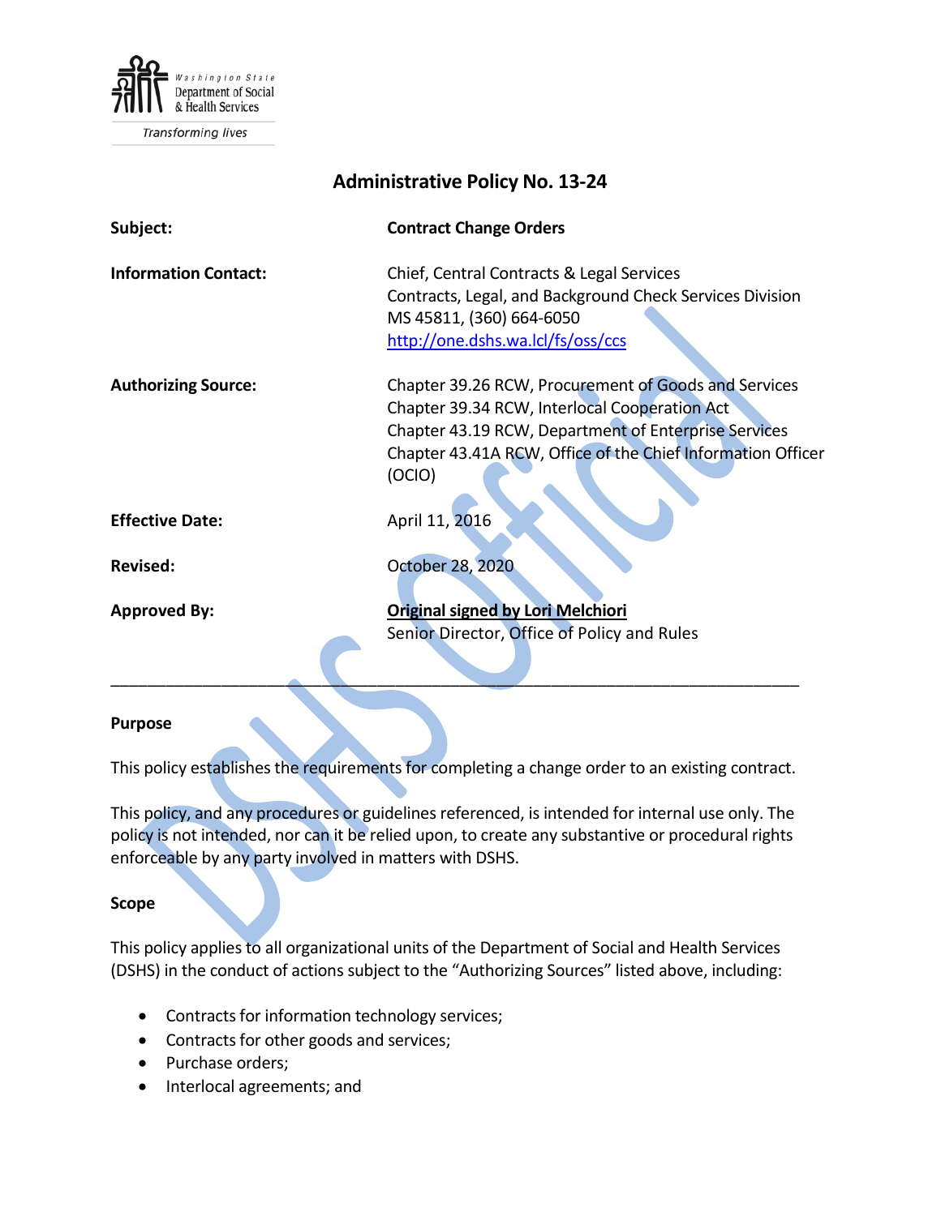Washington State Department of Social & Health Services

Transforming lives

# Administrative Policy No. 13-24

| | |
|---|---|
| **Subject:** | **Contract Change Orders** |
| **Information Contact:** | Chief, Central Contracts & Legal Services<br>Contracts, Legal, and Background Check Services Division<br>MS 45811, (360) 664-6050<br>http://one.dshs.wa.lcl/fs/oss/ccs |
| **Authorizing Source:** | Chapter 39.26 RCW, Procurement of Goods and Services<br>Chapter 39.34 RCW, Interlocal Cooperation Act<br>Chapter 43.19 RCW, Department of Enterprise Services<br>Chapter 43.41A RCW, Office of the Chief Information Officer (OCIO) |
| **Effective Date:** | April 11, 2016 |
| **Revised:** | October 28, 2020 |
| **Approved By:** | **Original signed by Lori Melchiori**<br>Senior Director, Office of Policy and Rules |

---

### Purpose

This policy establishes the requirements for completing a change order to an existing contract.

This policy, and any procedures or guidelines referenced, is intended for internal use only. The policy is not intended, nor can it be relied upon, to create any substantive or procedural rights enforceable by any party involved in matters with DSHS.

### Scope

This policy applies to all organizational units of the Department of Social and Health Services (DSHS) in the conduct of actions subject to the "Authorizing Sources" listed above, including:

- Contracts for information technology services;
- Contracts for other goods and services;
- Purchase orders;
- Interlocal agreements; and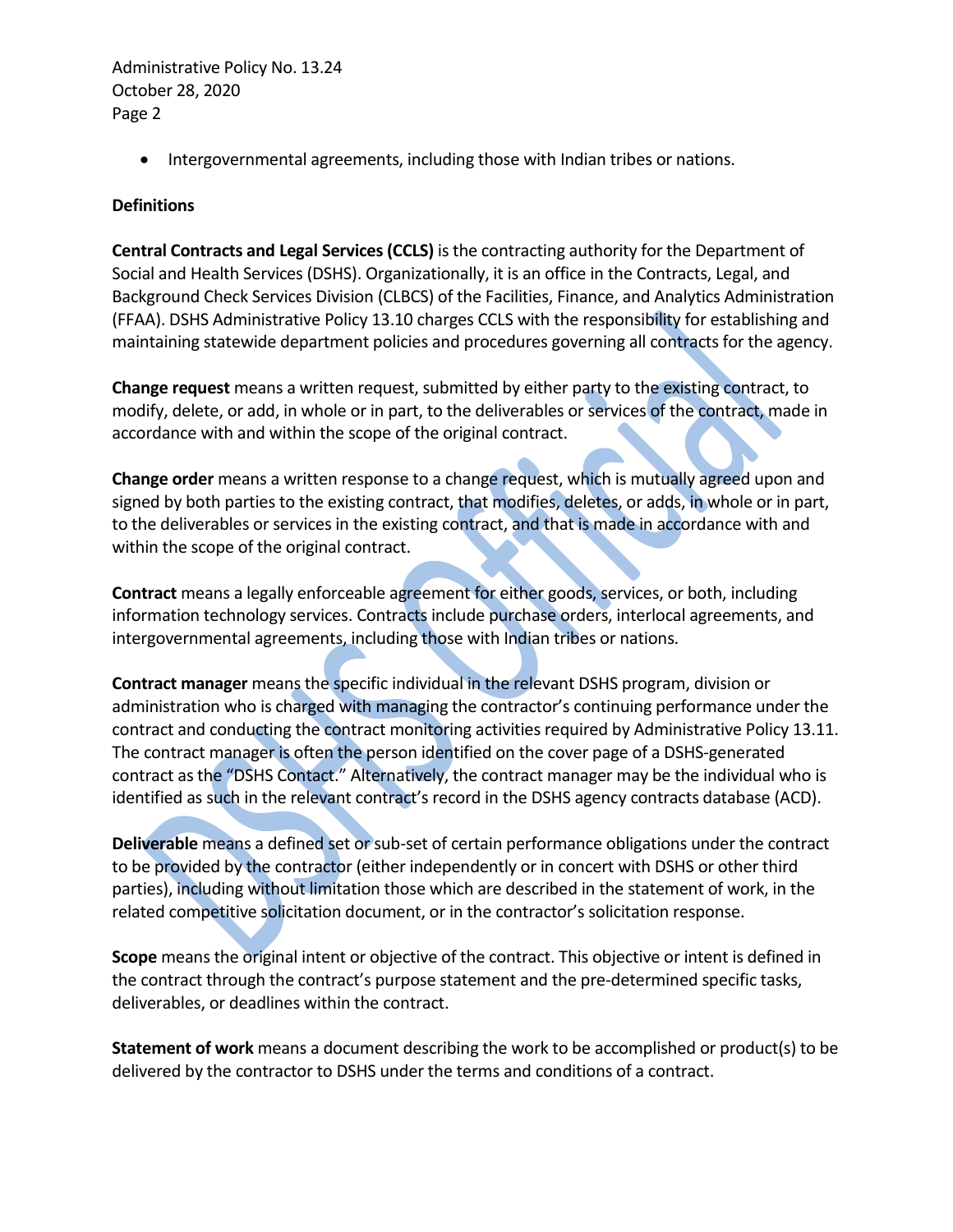- Intergovernmental agreements, including those with Indian tribes or nations.

**Definitions**

**Central Contracts and Legal Services (CCLS)** is the contracting authority for the Department of Social and Health Services (DSHS). Organizationally, it is an office in the Contracts, Legal, and Background Check Services Division (CLBCS) of the Facilities, Finance, and Analytics Administration (FFAA). DSHS Administrative Policy 13.10 charges CCLS with the responsibility for establishing and maintaining statewide department policies and procedures governing all contracts for the agency.

**Change request** means a written request, submitted by either party to the existing contract, to modify, delete, or add, in whole or in part, to the deliverables or services of the contract, made in accordance with and within the scope of the original contract.

**Change order** means a written response to a change request, which is mutually agreed upon and signed by both parties to the existing contract, that modifies, deletes, or adds, in whole or in part, to the deliverables or services in the existing contract, and that is made in accordance with and within the scope of the original contract.

**Contract** means a legally enforceable agreement for either goods, services, or both, including information technology services. Contracts include purchase orders, interlocal agreements, and intergovernmental agreements, including those with Indian tribes or nations.

**Contract manager** means the specific individual in the relevant DSHS program, division or administration who is charged with managing the contractor's continuing performance under the contract and conducting the contract monitoring activities required by Administrative Policy 13.11. The contract manager is often the person identified on the cover page of a DSHS-generated contract as the "DSHS Contact." Alternatively, the contract manager may be the individual who is identified as such in the relevant contract's record in the DSHS agency contracts database (ACD).

**Deliverable** means a defined set or sub-set of certain performance obligations under the contract to be provided by the contractor (either independently or in concert with DSHS or other third parties), including without limitation those which are described in the statement of work, in the related competitive solicitation document, or in the contractor's solicitation response.

**Scope** means the original intent or objective of the contract. This objective or intent is defined in the contract through the contract's purpose statement and the pre-determined specific tasks, deliverables, or deadlines within the contract.

**Statement of work** means a document describing the work to be accomplished or product(s) to be delivered by the contractor to DSHS under the terms and conditions of a contract.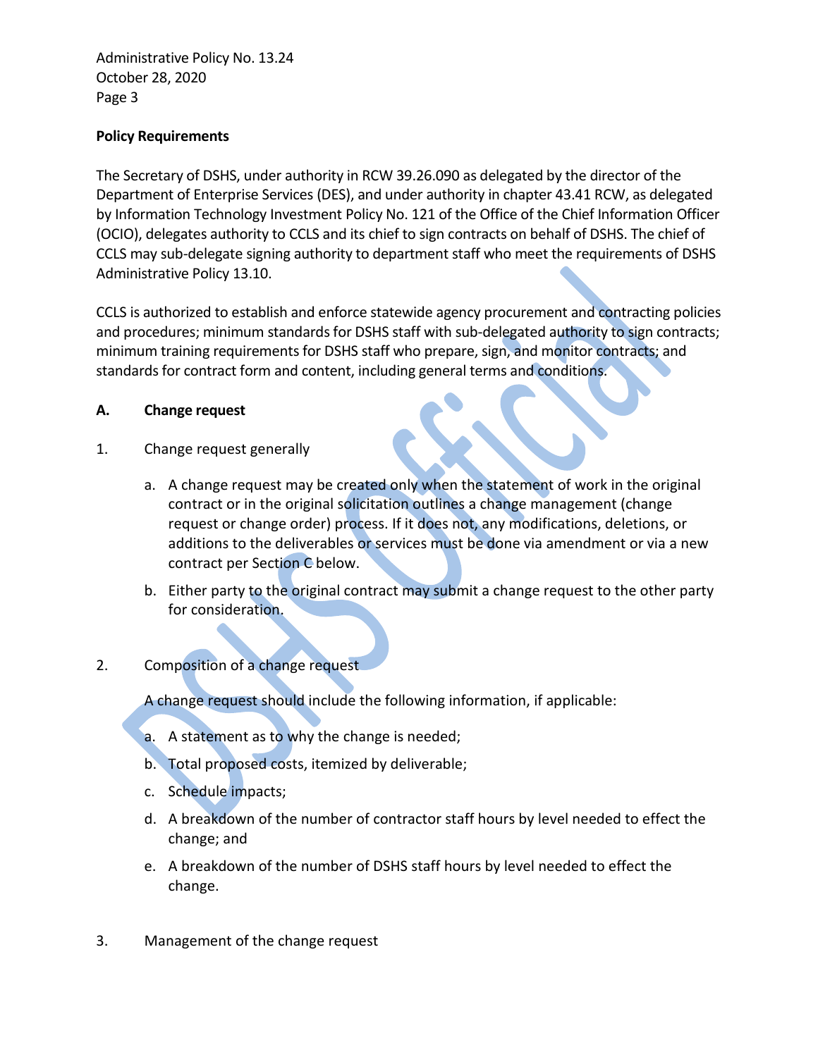**Policy Requirements**

The Secretary of DSHS, under authority in RCW 39.26.090 as delegated by the director of the Department of Enterprise Services (DES), and under authority in chapter 43.41 RCW, as delegated by Information Technology Investment Policy No. 121 of the Office of the Chief Information Officer (OCIO), delegates authority to CCLS and its chief to sign contracts on behalf of DSHS. The chief of CCLS may sub-delegate signing authority to department staff who meet the requirements of DSHS Administrative Policy 13.10.

CCLS is authorized to establish and enforce statewide agency procurement and contracting policies and procedures; minimum standards for DSHS staff with sub-delegated authority to sign contracts; minimum training requirements for DSHS staff who prepare, sign, and monitor contracts; and standards for contract form and content, including general terms and conditions.

**A. Change request**

1. Change request generally

   a. A change request may be created only when the statement of work in the original contract or in the original solicitation outlines a change management (change request or change order) process. If it does not, any modifications, deletions, or additions to the deliverables or services must be done via amendment or via a new contract per Section C below.

   b. Either party to the original contract may submit a change request to the other party for consideration.

2. Composition of a change request

   A change request should include the following information, if applicable:

   a. A statement as to why the change is needed;

   b. Total proposed costs, itemized by deliverable;

   c. Schedule impacts;

   d. A breakdown of the number of contractor staff hours by level needed to effect the change; and

   e. A breakdown of the number of DSHS staff hours by level needed to effect the change.

3. Management of the change request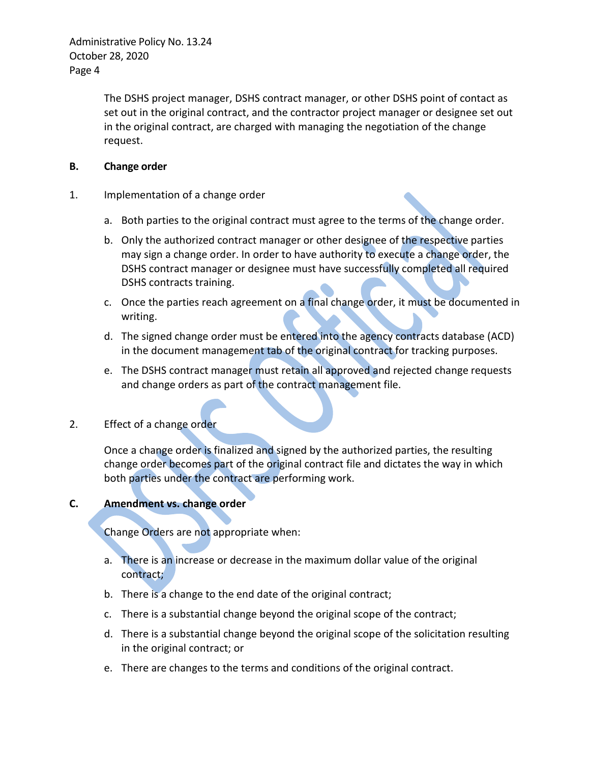The DSHS project manager, DSHS contract manager, or other DSHS point of contact as set out in the original contract, and the contractor project manager or designee set out in the original contract, are charged with managing the negotiation of the change request.

**B. Change order**

1. Implementation of a change order

   a. Both parties to the original contract must agree to the terms of the change order.

   b. Only the authorized contract manager or other designee of the respective parties may sign a change order. In order to have authority to execute a change order, the DSHS contract manager or designee must have successfully completed all required DSHS contracts training.

   c. Once the parties reach agreement on a final change order, it must be documented in writing.

   d. The signed change order must be entered into the agency contracts database (ACD) in the document management tab of the original contract for tracking purposes.

   e. The DSHS contract manager must retain all approved and rejected change requests and change orders as part of the contract management file.

2. Effect of a change order

   Once a change order is finalized and signed by the authorized parties, the resulting change order becomes part of the original contract file and dictates the way in which both parties under the contract are performing work.

**C. Amendment vs. change order**

Change Orders are not appropriate when:

a. There is an increase or decrease in the maximum dollar value of the original contract;

b. There is a change to the end date of the original contract;

c. There is a substantial change beyond the original scope of the contract;

d. There is a substantial change beyond the original scope of the solicitation resulting in the original contract; or

e. There are changes to the terms and conditions of the original contract.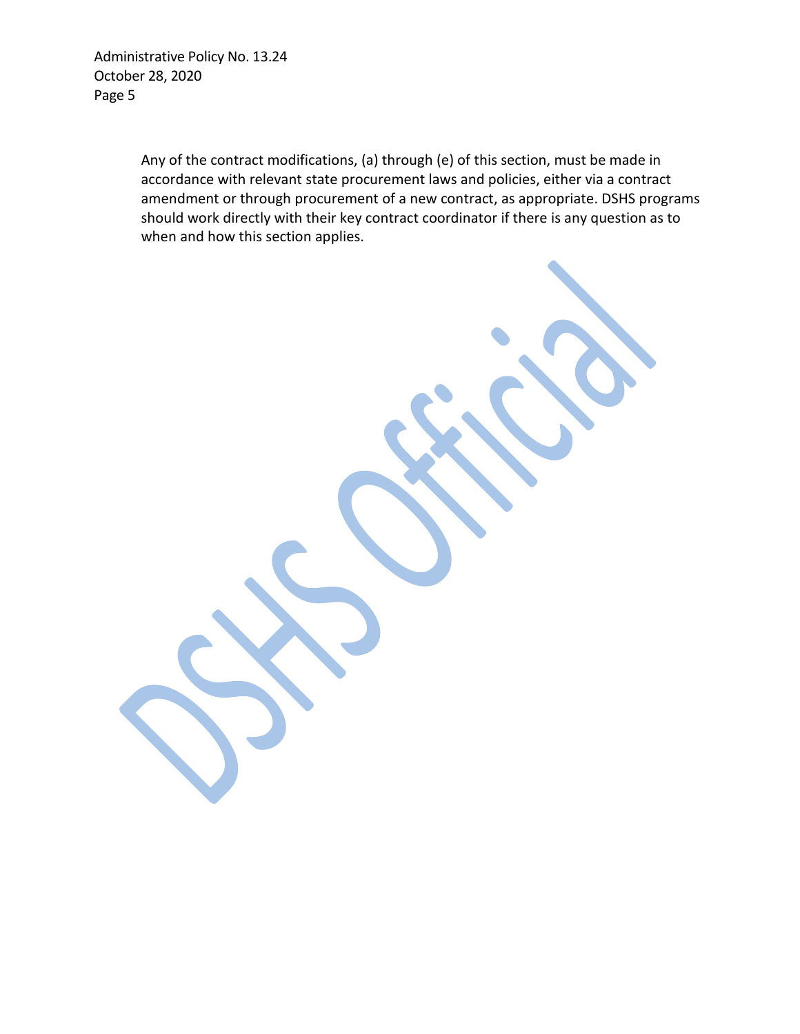Any of the contract modifications, (a) through (e) of this section, must be made in accordance with relevant state procurement laws and policies, either via a contract amendment or through procurement of a new contract, as appropriate. DSHS programs should work directly with their key contract coordinator if there is any question as to when and how this section applies.